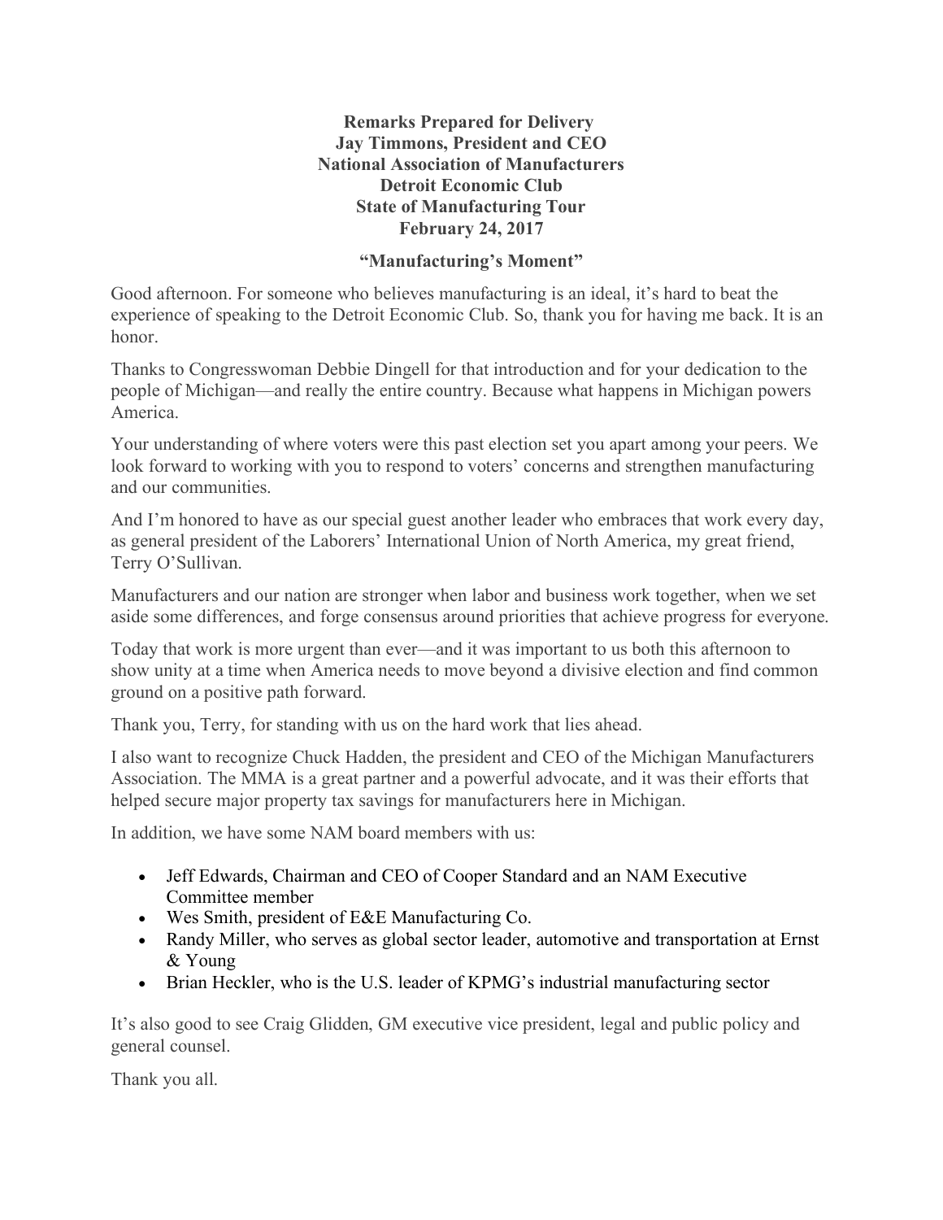**Remarks Prepared for Delivery**
**Jay Timmons, President and CEO**
**National Association of Manufacturers**
**Detroit Economic Club**
**State of Manufacturing Tour**
**February 24, 2017**

## "Manufacturing's Moment"

Good afternoon. For someone who believes manufacturing is an ideal, it's hard to beat the experience of speaking to the Detroit Economic Club. So, thank you for having me back. It is an honor.

Thanks to Congresswoman Debbie Dingell for that introduction and for your dedication to the people of Michigan—and really the entire country. Because what happens in Michigan powers America.

Your understanding of where voters were this past election set you apart among your peers. We look forward to working with you to respond to voters' concerns and strengthen manufacturing and our communities.

And I'm honored to have as our special guest another leader who embraces that work every day, as general president of the Laborers' International Union of North America, my great friend, Terry O'Sullivan.

Manufacturers and our nation are stronger when labor and business work together, when we set aside some differences, and forge consensus around priorities that achieve progress for everyone.

Today that work is more urgent than ever—and it was important to us both this afternoon to show unity at a time when America needs to move beyond a divisive election and find common ground on a positive path forward.

Thank you, Terry, for standing with us on the hard work that lies ahead.

I also want to recognize Chuck Hadden, the president and CEO of the Michigan Manufacturers Association. The MMA is a great partner and a powerful advocate, and it was their efforts that helped secure major property tax savings for manufacturers here in Michigan.

In addition, we have some NAM board members with us:

- Jeff Edwards, Chairman and CEO of Cooper Standard and an NAM Executive Committee member
- Wes Smith, president of E&E Manufacturing Co.
- Randy Miller, who serves as global sector leader, automotive and transportation at Ernst & Young
- Brian Heckler, who is the U.S. leader of KPMG's industrial manufacturing sector

It's also good to see Craig Glidden, GM executive vice president, legal and public policy and general counsel.

Thank you all.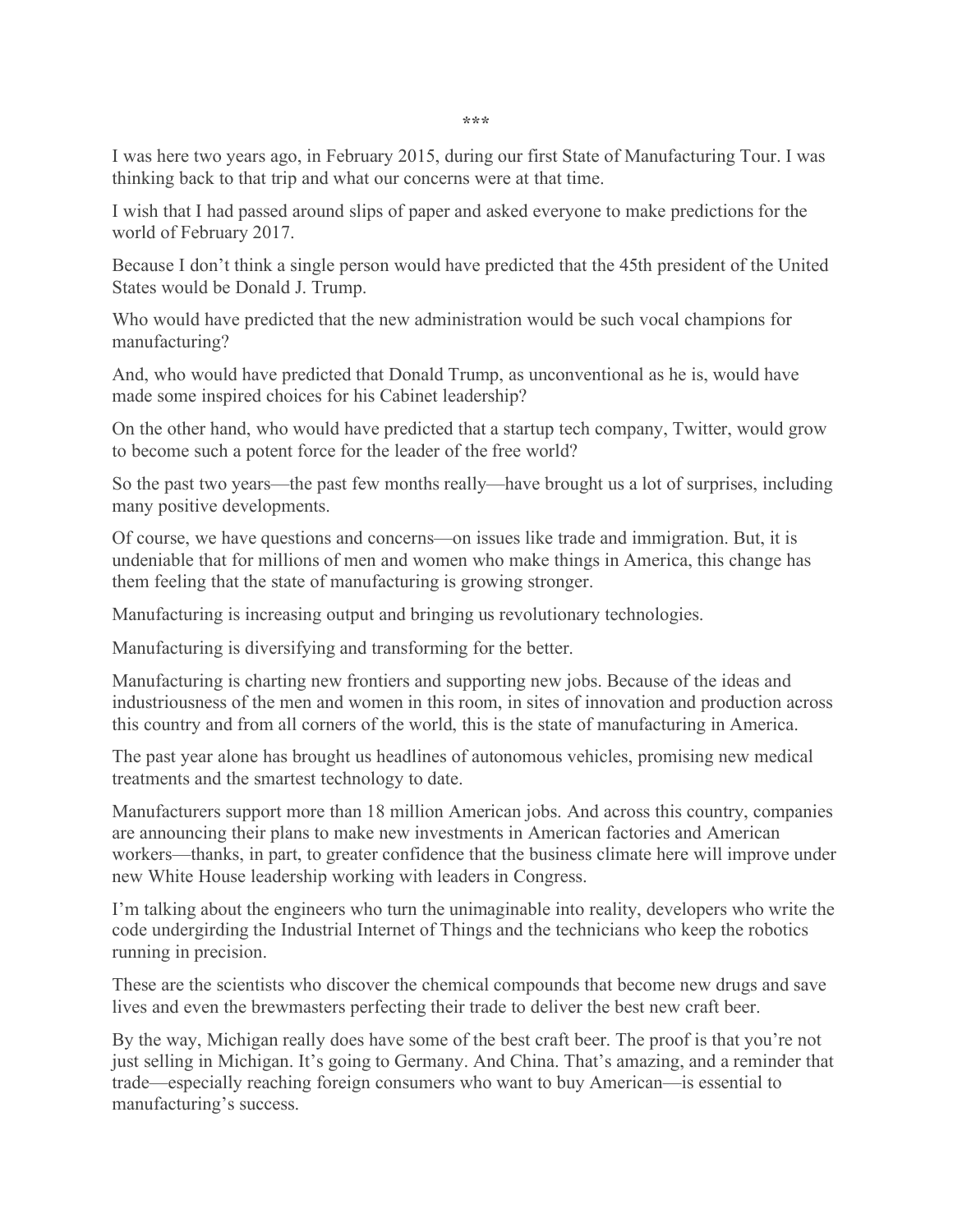\*\*\*

I was here two years ago, in February 2015, during our first State of Manufacturing Tour. I was thinking back to that trip and what our concerns were at that time.

I wish that I had passed around slips of paper and asked everyone to make predictions for the world of February 2017.

Because I don't think a single person would have predicted that the 45th president of the United States would be Donald J. Trump.

Who would have predicted that the new administration would be such vocal champions for manufacturing?

And, who would have predicted that Donald Trump, as unconventional as he is, would have made some inspired choices for his Cabinet leadership?

On the other hand, who would have predicted that a startup tech company, Twitter, would grow to become such a potent force for the leader of the free world?

So the past two years—the past few months really—have brought us a lot of surprises, including many positive developments.

Of course, we have questions and concerns—on issues like trade and immigration. But, it is undeniable that for millions of men and women who make things in America, this change has them feeling that the state of manufacturing is growing stronger.

Manufacturing is increasing output and bringing us revolutionary technologies.

Manufacturing is diversifying and transforming for the better.

Manufacturing is charting new frontiers and supporting new jobs. Because of the ideas and industriousness of the men and women in this room, in sites of innovation and production across this country and from all corners of the world, this is the state of manufacturing in America.

The past year alone has brought us headlines of autonomous vehicles, promising new medical treatments and the smartest technology to date.

Manufacturers support more than 18 million American jobs. And across this country, companies are announcing their plans to make new investments in American factories and American workers—thanks, in part, to greater confidence that the business climate here will improve under new White House leadership working with leaders in Congress.

I'm talking about the engineers who turn the unimaginable into reality, developers who write the code undergirding the Industrial Internet of Things and the technicians who keep the robotics running in precision.

These are the scientists who discover the chemical compounds that become new drugs and save lives and even the brewmasters perfecting their trade to deliver the best new craft beer.

By the way, Michigan really does have some of the best craft beer. The proof is that you're not just selling in Michigan. It's going to Germany. And China. That's amazing, and a reminder that trade—especially reaching foreign consumers who want to buy American—is essential to manufacturing's success.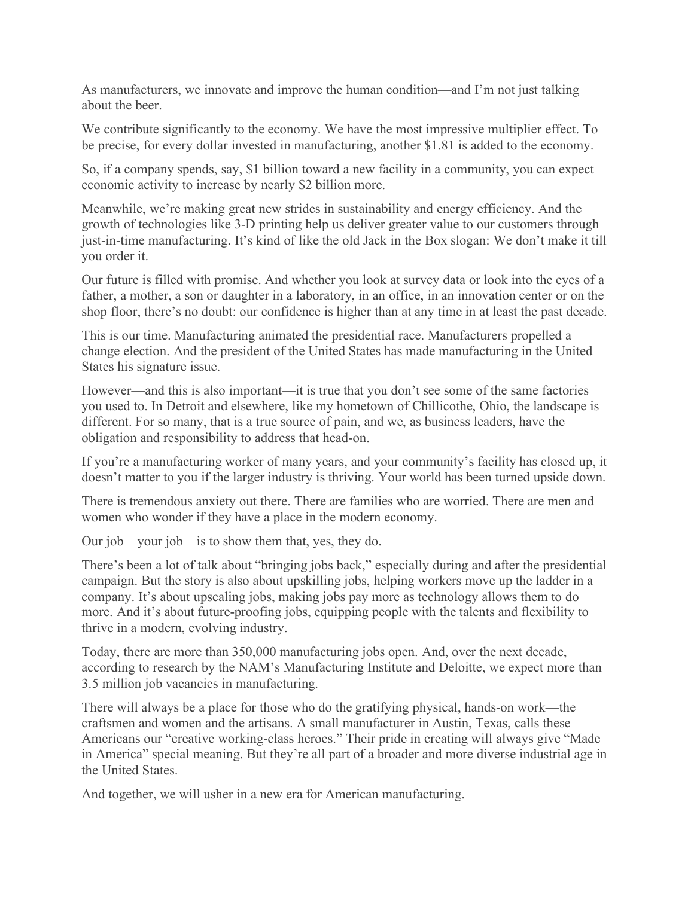As manufacturers, we innovate and improve the human condition—and I'm not just talking about the beer.

We contribute significantly to the economy. We have the most impressive multiplier effect. To be precise, for every dollar invested in manufacturing, another $1.81 is added to the economy.

So, if a company spends, say, $1 billion toward a new facility in a community, you can expect economic activity to increase by nearly $2 billion more.

Meanwhile, we're making great new strides in sustainability and energy efficiency. And the growth of technologies like 3-D printing help us deliver greater value to our customers through just-in-time manufacturing. It's kind of like the old Jack in the Box slogan: We don't make it till you order it.

Our future is filled with promise. And whether you look at survey data or look into the eyes of a father, a mother, a son or daughter in a laboratory, in an office, in an innovation center or on the shop floor, there's no doubt: our confidence is higher than at any time in at least the past decade.

This is our time. Manufacturing animated the presidential race. Manufacturers propelled a change election. And the president of the United States has made manufacturing in the United States his signature issue.

However—and this is also important—it is true that you don't see some of the same factories you used to. In Detroit and elsewhere, like my hometown of Chillicothe, Ohio, the landscape is different. For so many, that is a true source of pain, and we, as business leaders, have the obligation and responsibility to address that head-on.

If you're a manufacturing worker of many years, and your community's facility has closed up, it doesn't matter to you if the larger industry is thriving. Your world has been turned upside down.

There is tremendous anxiety out there. There are families who are worried. There are men and women who wonder if they have a place in the modern economy.

Our job—your job—is to show them that, yes, they do.

There's been a lot of talk about "bringing jobs back," especially during and after the presidential campaign. But the story is also about upskilling jobs, helping workers move up the ladder in a company. It's about upscaling jobs, making jobs pay more as technology allows them to do more. And it's about future-proofing jobs, equipping people with the talents and flexibility to thrive in a modern, evolving industry.

Today, there are more than 350,000 manufacturing jobs open. And, over the next decade, according to research by the NAM's Manufacturing Institute and Deloitte, we expect more than 3.5 million job vacancies in manufacturing.

There will always be a place for those who do the gratifying physical, hands-on work—the craftsmen and women and the artisans. A small manufacturer in Austin, Texas, calls these Americans our "creative working-class heroes." Their pride in creating will always give "Made in America" special meaning. But they're all part of a broader and more diverse industrial age in the United States.

And together, we will usher in a new era for American manufacturing.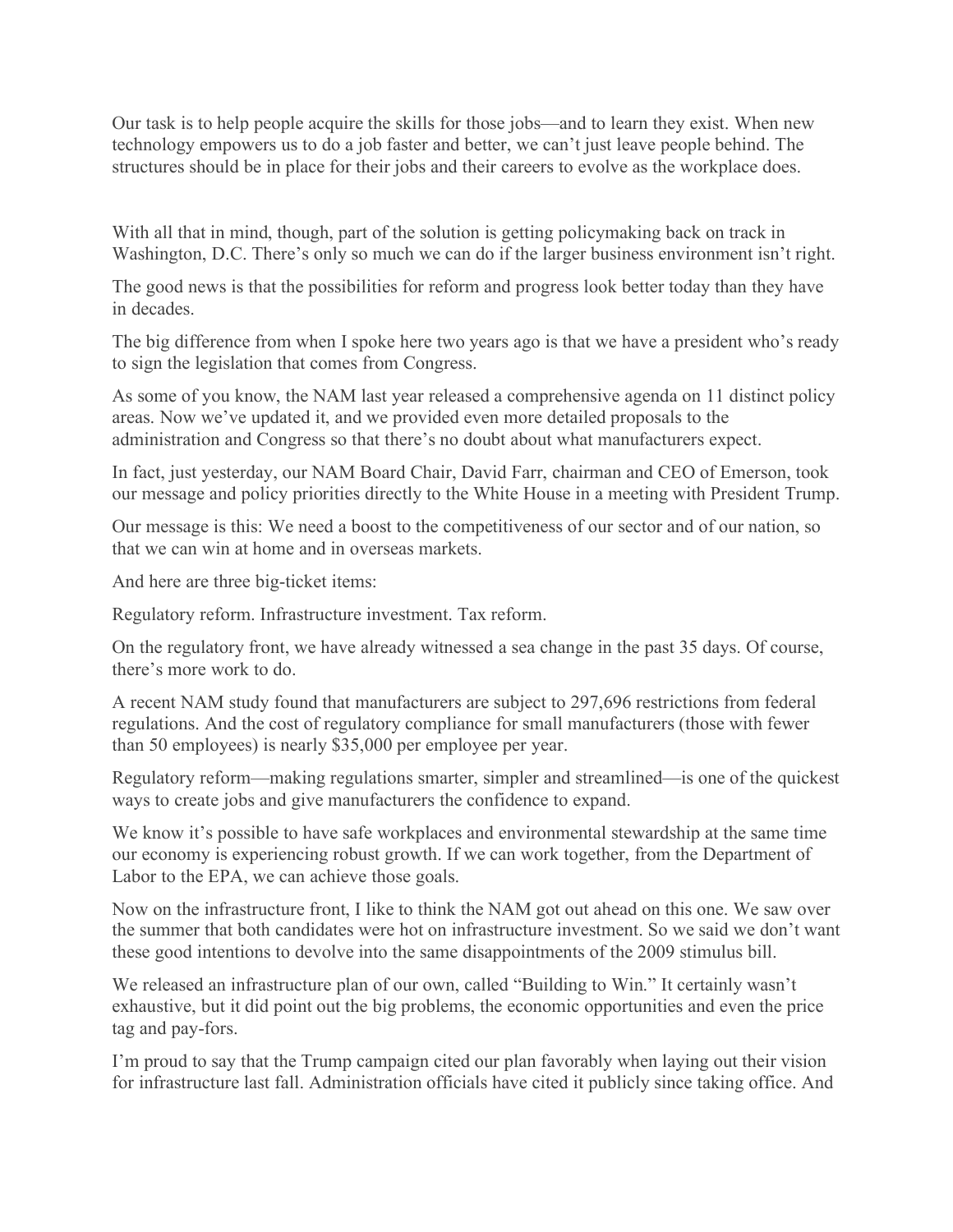Our task is to help people acquire the skills for those jobs—and to learn they exist. When new technology empowers us to do a job faster and better, we can't just leave people behind. The structures should be in place for their jobs and their careers to evolve as the workplace does.

With all that in mind, though, part of the solution is getting policymaking back on track in Washington, D.C. There's only so much we can do if the larger business environment isn't right.

The good news is that the possibilities for reform and progress look better today than they have in decades.

The big difference from when I spoke here two years ago is that we have a president who's ready to sign the legislation that comes from Congress.

As some of you know, the NAM last year released a comprehensive agenda on 11 distinct policy areas. Now we've updated it, and we provided even more detailed proposals to the administration and Congress so that there's no doubt about what manufacturers expect.

In fact, just yesterday, our NAM Board Chair, David Farr, chairman and CEO of Emerson, took our message and policy priorities directly to the White House in a meeting with President Trump.

Our message is this: We need a boost to the competitiveness of our sector and of our nation, so that we can win at home and in overseas markets.

And here are three big-ticket items:

Regulatory reform. Infrastructure investment. Tax reform.

On the regulatory front, we have already witnessed a sea change in the past 35 days. Of course, there's more work to do.

A recent NAM study found that manufacturers are subject to 297,696 restrictions from federal regulations. And the cost of regulatory compliance for small manufacturers (those with fewer than 50 employees) is nearly $35,000 per employee per year.

Regulatory reform—making regulations smarter, simpler and streamlined—is one of the quickest ways to create jobs and give manufacturers the confidence to expand.

We know it's possible to have safe workplaces and environmental stewardship at the same time our economy is experiencing robust growth. If we can work together, from the Department of Labor to the EPA, we can achieve those goals.

Now on the infrastructure front, I like to think the NAM got out ahead on this one. We saw over the summer that both candidates were hot on infrastructure investment. So we said we don't want these good intentions to devolve into the same disappointments of the 2009 stimulus bill.

We released an infrastructure plan of our own, called "Building to Win." It certainly wasn't exhaustive, but it did point out the big problems, the economic opportunities and even the price tag and pay-fors.

I'm proud to say that the Trump campaign cited our plan favorably when laying out their vision for infrastructure last fall. Administration officials have cited it publicly since taking office. And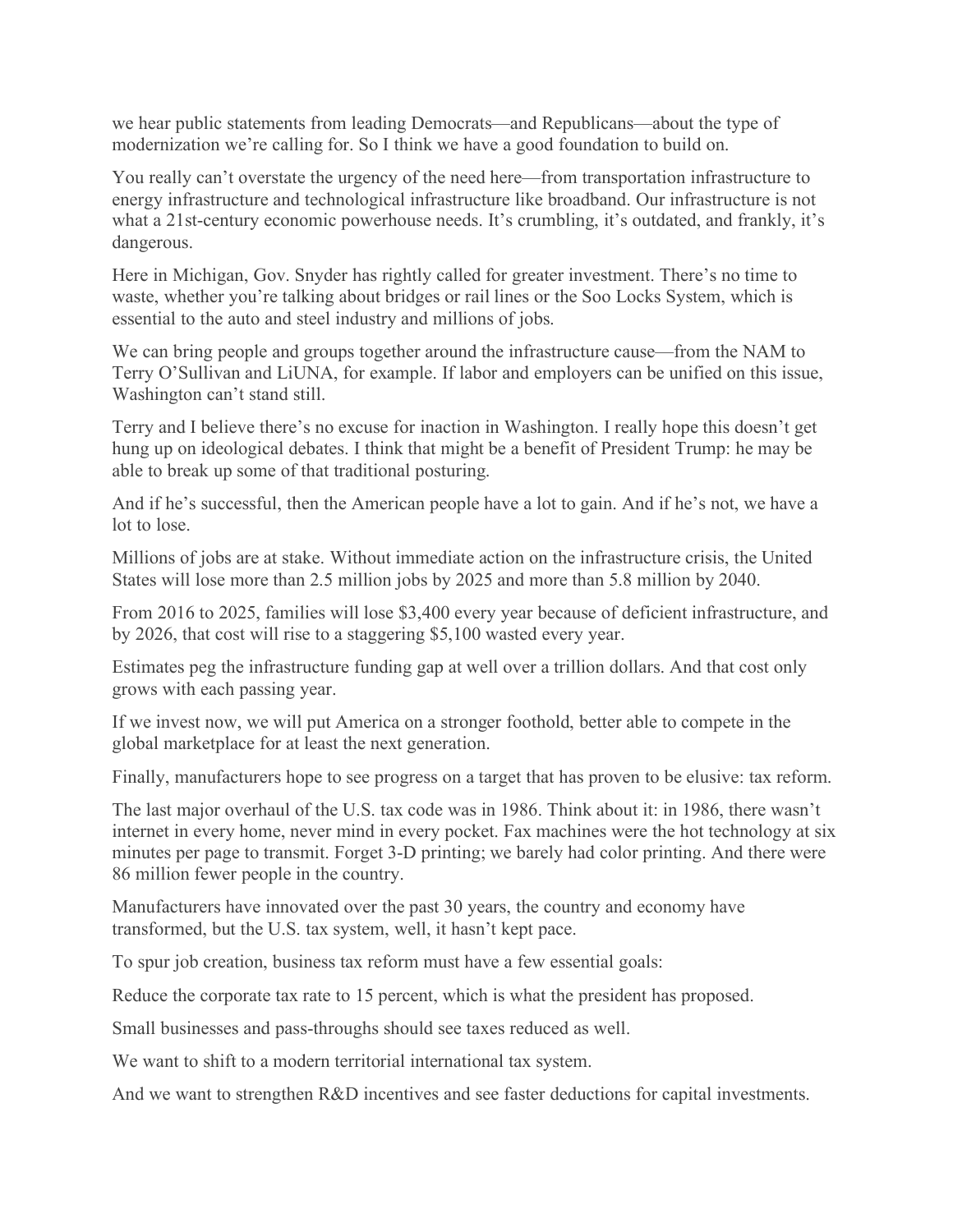we hear public statements from leading Democrats—and Republicans—about the type of modernization we're calling for. So I think we have a good foundation to build on.

You really can't overstate the urgency of the need here—from transportation infrastructure to energy infrastructure and technological infrastructure like broadband. Our infrastructure is not what a 21st-century economic powerhouse needs. It's crumbling, it's outdated, and frankly, it's dangerous.

Here in Michigan, Gov. Snyder has rightly called for greater investment. There's no time to waste, whether you're talking about bridges or rail lines or the Soo Locks System, which is essential to the auto and steel industry and millions of jobs.

We can bring people and groups together around the infrastructure cause—from the NAM to Terry O'Sullivan and LiUNA, for example. If labor and employers can be unified on this issue, Washington can't stand still.

Terry and I believe there's no excuse for inaction in Washington. I really hope this doesn't get hung up on ideological debates. I think that might be a benefit of President Trump: he may be able to break up some of that traditional posturing.

And if he's successful, then the American people have a lot to gain. And if he's not, we have a lot to lose.

Millions of jobs are at stake. Without immediate action on the infrastructure crisis, the United States will lose more than 2.5 million jobs by 2025 and more than 5.8 million by 2040.

From 2016 to 2025, families will lose $3,400 every year because of deficient infrastructure, and by 2026, that cost will rise to a staggering $5,100 wasted every year.

Estimates peg the infrastructure funding gap at well over a trillion dollars. And that cost only grows with each passing year.

If we invest now, we will put America on a stronger foothold, better able to compete in the global marketplace for at least the next generation.

Finally, manufacturers hope to see progress on a target that has proven to be elusive: tax reform.

The last major overhaul of the U.S. tax code was in 1986. Think about it: in 1986, there wasn't internet in every home, never mind in every pocket. Fax machines were the hot technology at six minutes per page to transmit. Forget 3-D printing; we barely had color printing. And there were 86 million fewer people in the country.

Manufacturers have innovated over the past 30 years, the country and economy have transformed, but the U.S. tax system, well, it hasn't kept pace.

To spur job creation, business tax reform must have a few essential goals:

Reduce the corporate tax rate to 15 percent, which is what the president has proposed.

Small businesses and pass-throughs should see taxes reduced as well.

We want to shift to a modern territorial international tax system.

And we want to strengthen R&D incentives and see faster deductions for capital investments.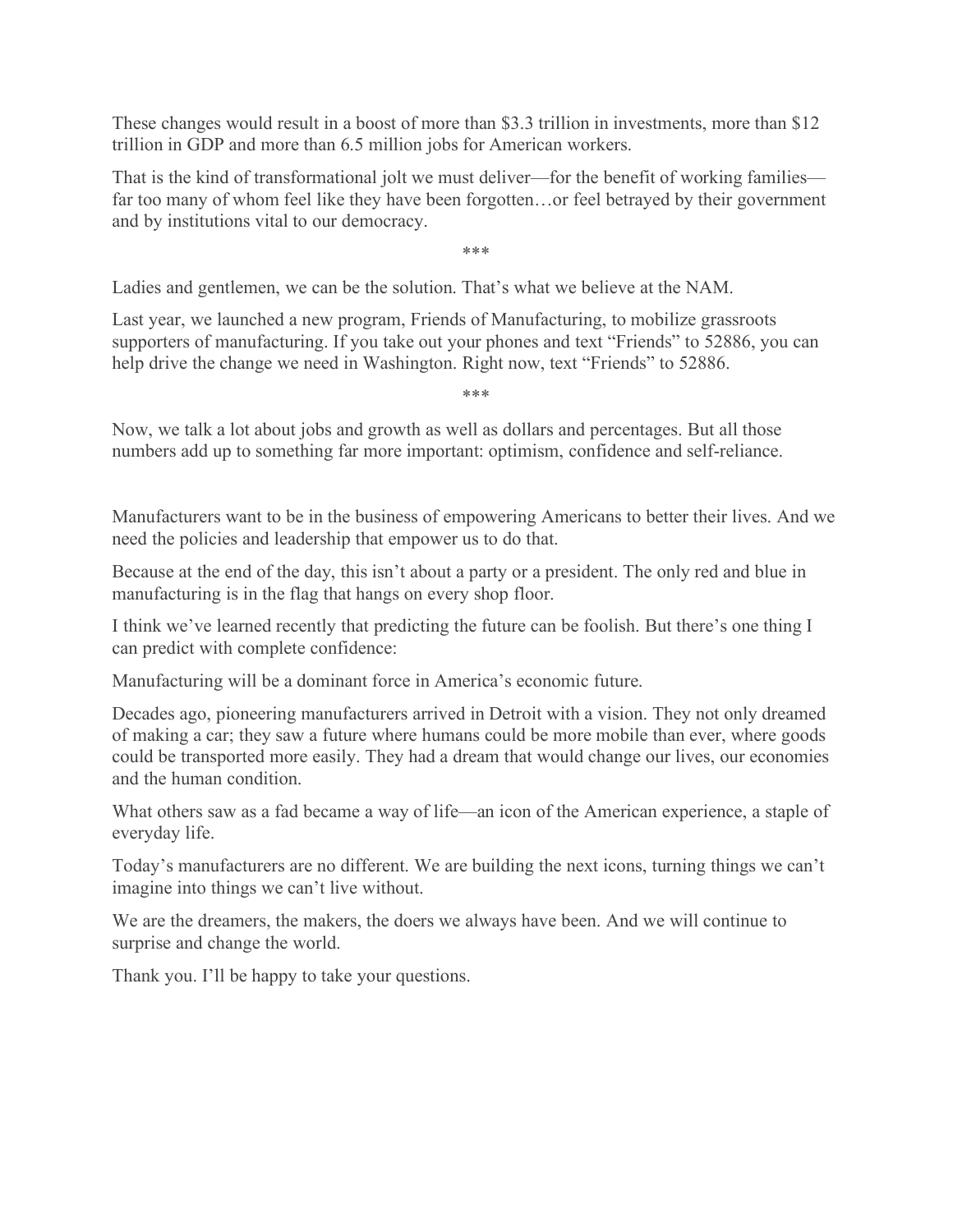These changes would result in a boost of more than $3.3 trillion in investments, more than $12 trillion in GDP and more than 6.5 million jobs for American workers.

That is the kind of transformational jolt we must deliver—for the benefit of working families—far too many of whom feel like they have been forgotten…or feel betrayed by their government and by institutions vital to our democracy.

***

Ladies and gentlemen, we can be the solution. That's what we believe at the NAM.

Last year, we launched a new program, Friends of Manufacturing, to mobilize grassroots supporters of manufacturing. If you take out your phones and text "Friends" to 52886, you can help drive the change we need in Washington. Right now, text "Friends" to 52886.

***

Now, we talk a lot about jobs and growth as well as dollars and percentages. But all those numbers add up to something far more important: optimism, confidence and self-reliance.

Manufacturers want to be in the business of empowering Americans to better their lives. And we need the policies and leadership that empower us to do that.

Because at the end of the day, this isn't about a party or a president. The only red and blue in manufacturing is in the flag that hangs on every shop floor.

I think we've learned recently that predicting the future can be foolish. But there's one thing I can predict with complete confidence:

Manufacturing will be a dominant force in America's economic future.

Decades ago, pioneering manufacturers arrived in Detroit with a vision. They not only dreamed of making a car; they saw a future where humans could be more mobile than ever, where goods could be transported more easily. They had a dream that would change our lives, our economies and the human condition.

What others saw as a fad became a way of life—an icon of the American experience, a staple of everyday life.

Today's manufacturers are no different. We are building the next icons, turning things we can't imagine into things we can't live without.

We are the dreamers, the makers, the doers we always have been. And we will continue to surprise and change the world.

Thank you. I'll be happy to take your questions.